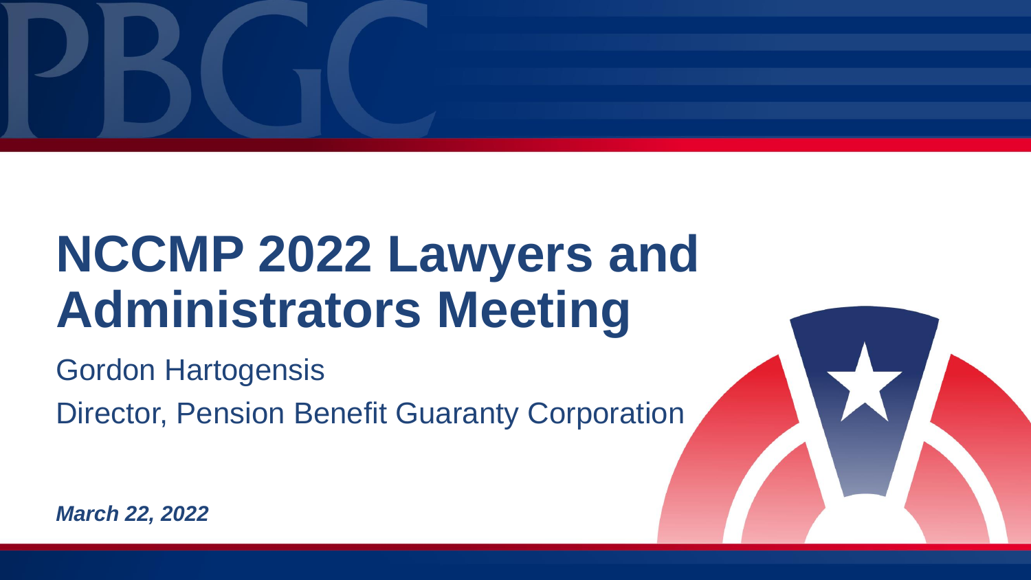# NCCMP 2022 Lawyers and Administrators Meeting

Gordon Hartogensis

Director, Pension Benefit Guaranty Corporation

***March 22, 2022***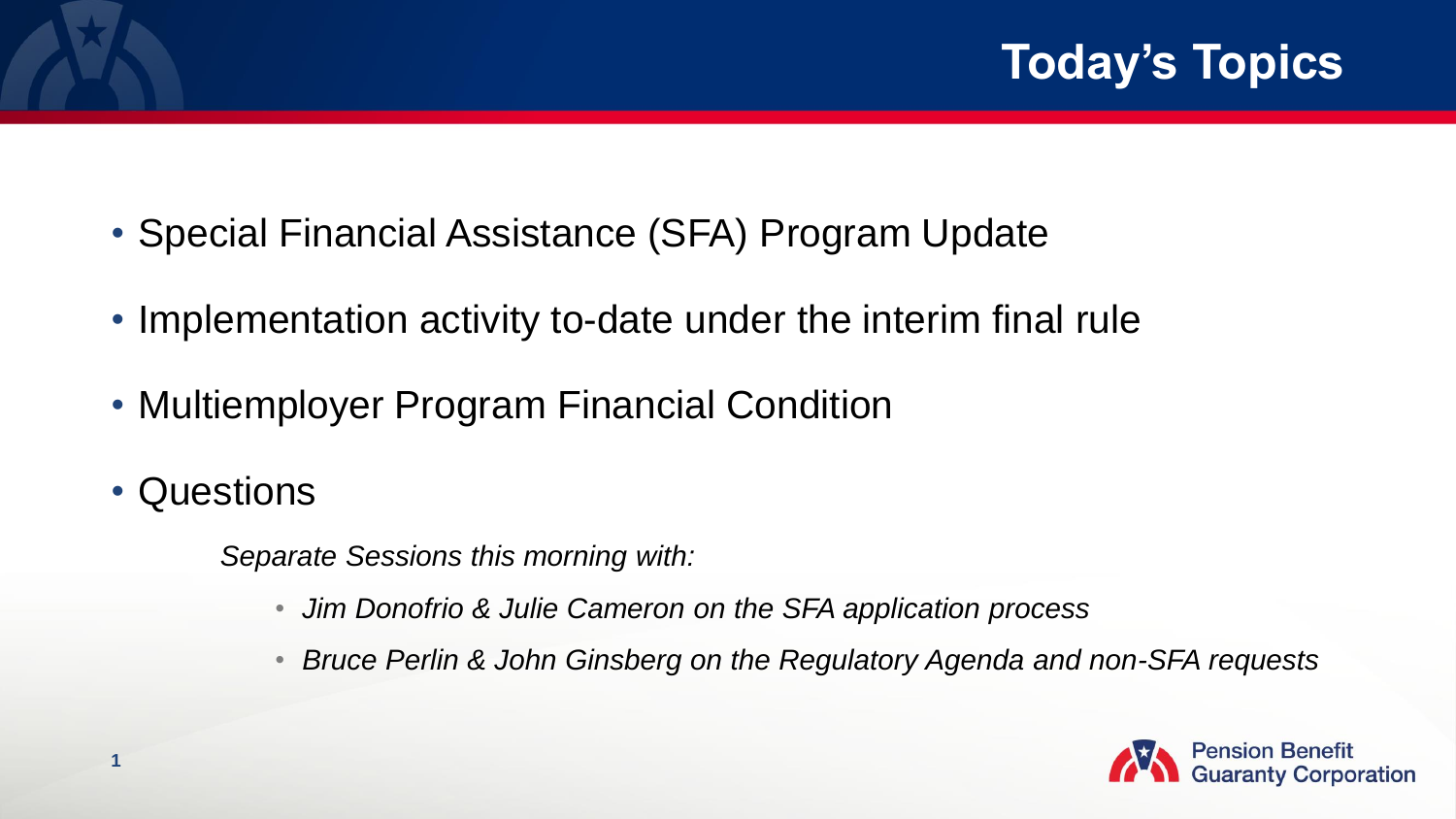# Today's Topics

- Special Financial Assistance (SFA) Program Update
- Implementation activity to-date under the interim final rule
- Multiemployer Program Financial Condition
- Questions

*Separate Sessions this morning with:*

- *Jim Donofrio & Julie Cameron on the SFA application process*
- *Bruce Perlin & John Ginsberg on the Regulatory Agenda and non-SFA requests*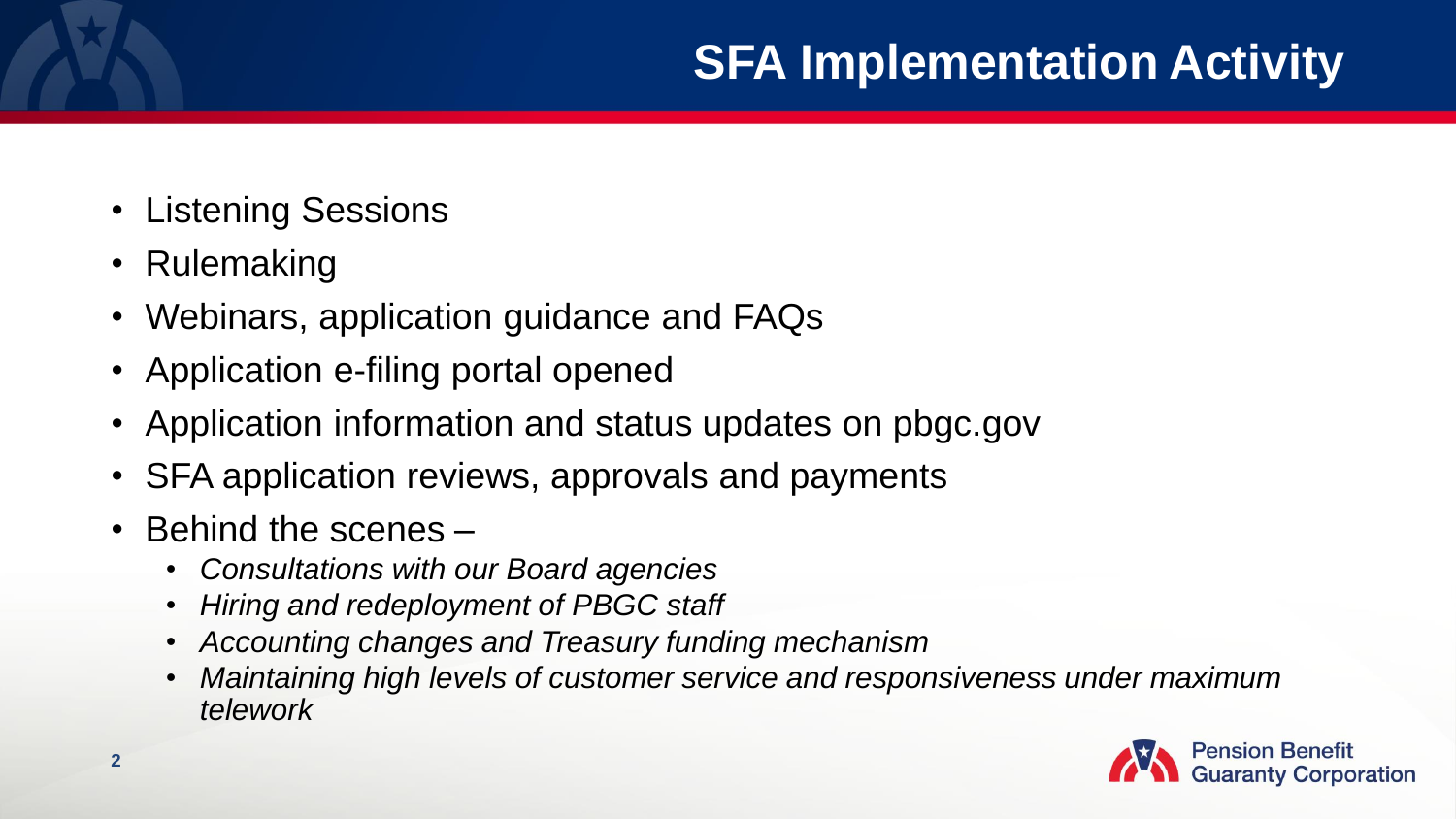# SFA Implementation Activity

- Listening Sessions
- Rulemaking
- Webinars, application guidance and FAQs
- Application e-filing portal opened
- Application information and status updates on pbgc.gov
- SFA application reviews, approvals and payments
- Behind the scenes –
  - *Consultations with our Board agencies*
  - *Hiring and redeployment of PBGC staff*
  - *Accounting changes and Treasury funding mechanism*
  - *Maintaining high levels of customer service and responsiveness under maximum telework*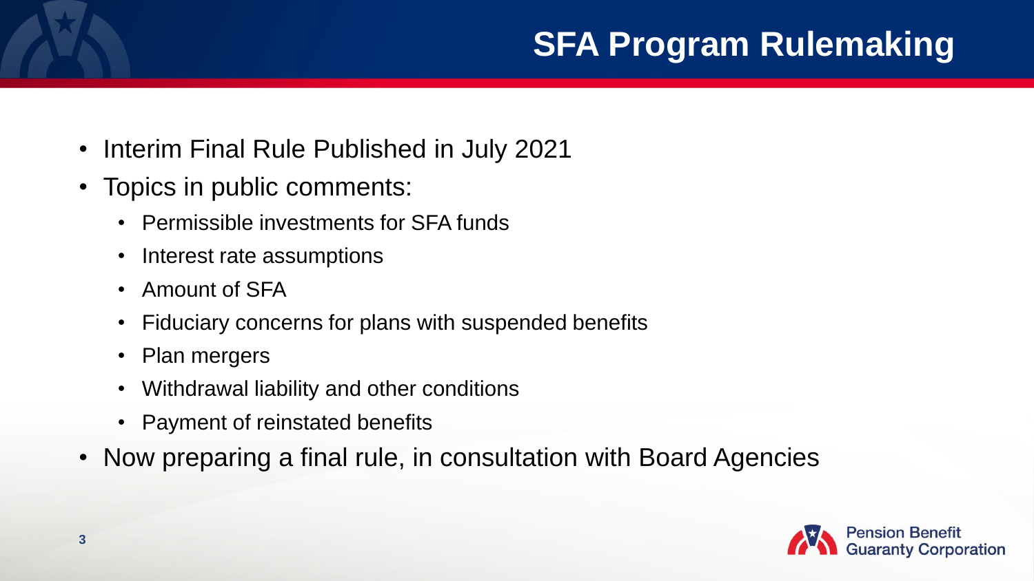# SFA Program Rulemaking

- Interim Final Rule Published in July 2021
- Topics in public comments:
  - Permissible investments for SFA funds
  - Interest rate assumptions
  - Amount of SFA
  - Fiduciary concerns for plans with suspended benefits
  - Plan mergers
  - Withdrawal liability and other conditions
  - Payment of reinstated benefits
- Now preparing a final rule, in consultation with Board Agencies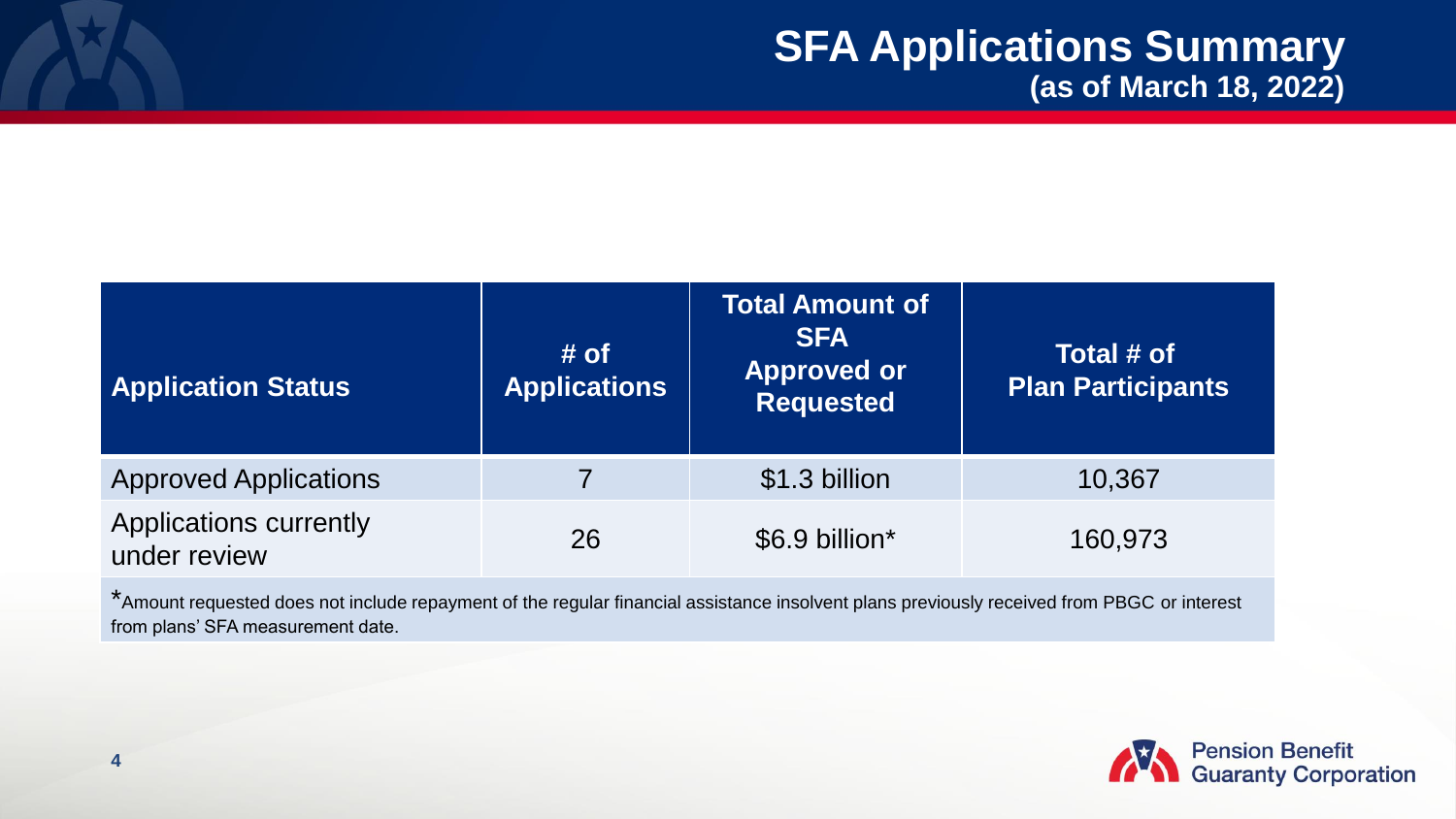# SFA Applications Summary
## (as of March 18, 2022)

| Application Status | # of Applications | Total Amount of SFA Approved or Requested | Total # of Plan Participants |
|---|---|---|---|
| Approved Applications | 7 | $1.3 billion | 10,367 |
| Applications currently under review | 26 | $6.9 billion* | 160,973 |

*Amount requested does not include repayment of the regular financial assistance insolvent plans previously received from PBGC or interest from plans' SFA measurement date.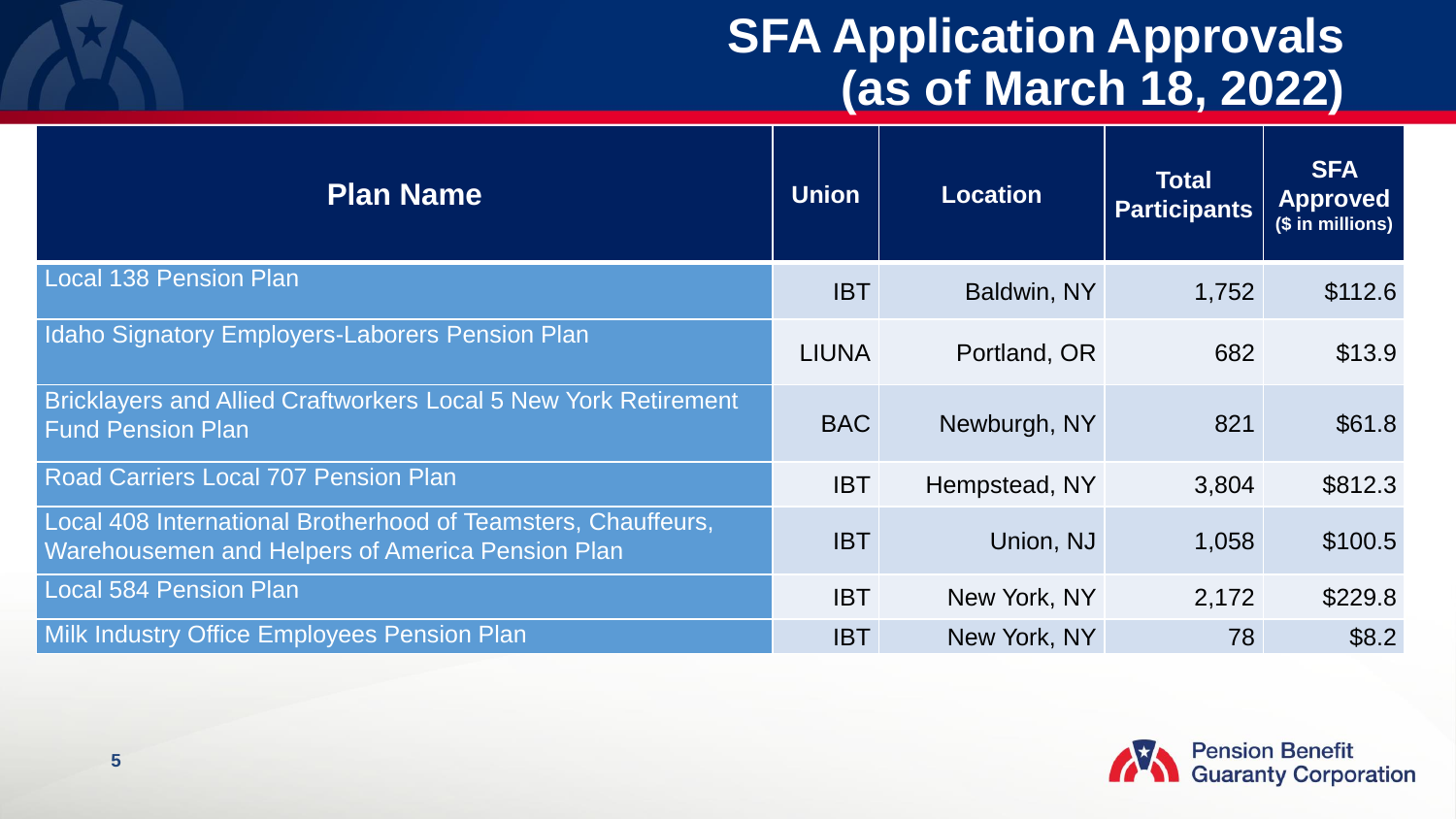# SFA Application Approvals (as of March 18, 2022)

| Plan Name | Union | Location | Total Participants | SFA Approved ($ in millions) |
|---|---|---|---|---|
| Local 138 Pension Plan | IBT | Baldwin, NY | 1,752 | $112.6 |
| Idaho Signatory Employers-Laborers Pension Plan | LIUNA | Portland, OR | 682 | $13.9 |
| Bricklayers and Allied Craftworkers Local 5 New York Retirement Fund Pension Plan | BAC | Newburgh, NY | 821 | $61.8 |
| Road Carriers Local 707 Pension Plan | IBT | Hempstead, NY | 3,804 | $812.3 |
| Local 408 International Brotherhood of Teamsters, Chauffeurs, Warehousemen and Helpers of America Pension Plan | IBT | Union, NJ | 1,058 | $100.5 |
| Local 584 Pension Plan | IBT | New York, NY | 2,172 | $229.8 |
| Milk Industry Office Employees Pension Plan | IBT | New York, NY | 78 | $8.2 |

Pension Benefit Guaranty Corporation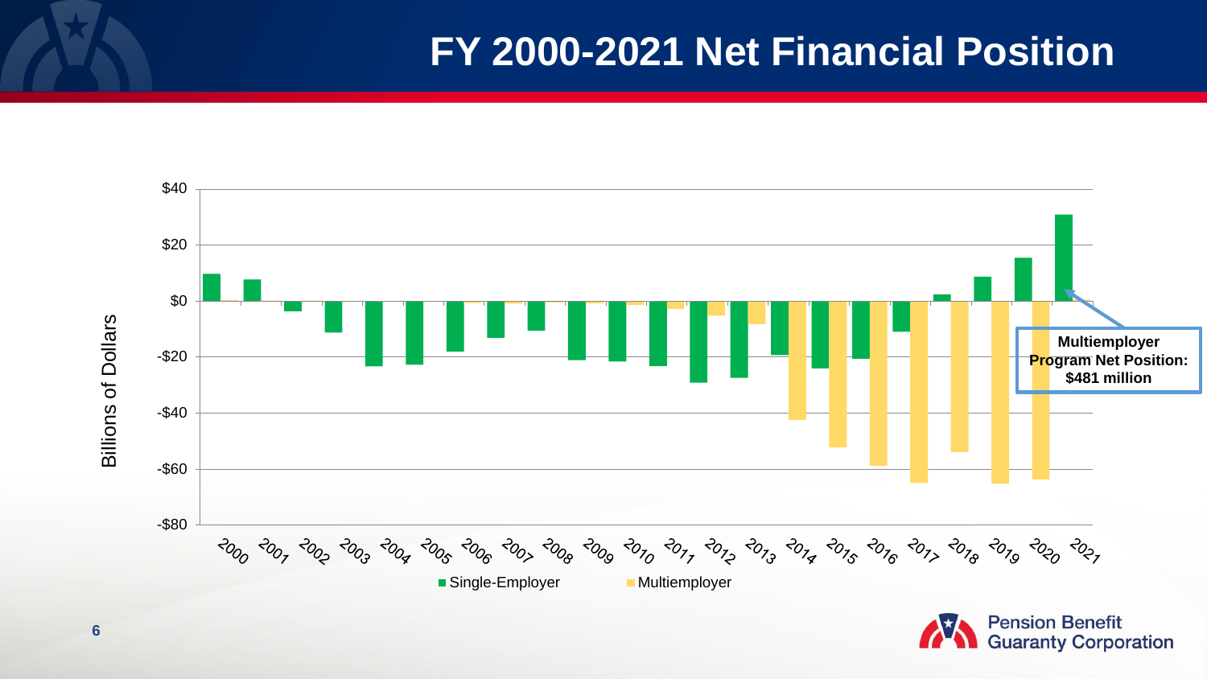# FY 2000-2021 Net Financial Position

Billions of Dollars

$40
$20
$0
-$20
-$40
-$60
-$80

2000 2001 2002 2003 2004 2005 2006 2007 2008 2009 2010 2011 2012 2013 2014 2015 2016 2017 2018 2019 2020 2021

■ Single-Employer ■ Multiemployer

**Multiemployer Program Net Position: $481 million**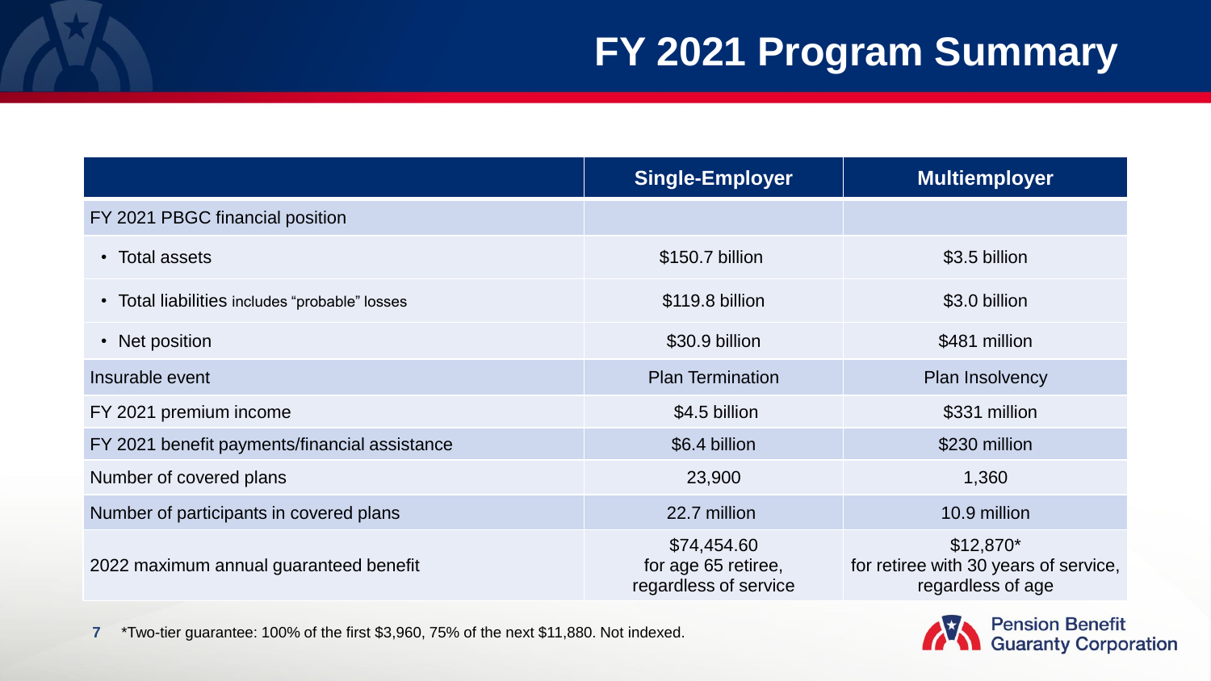# FY 2021 Program Summary

| | Single-Employer | Multiemployer |
|---|---|---|
| FY 2021 PBGC financial position | | |
| • Total assets | $150.7 billion | $3.5 billion |
| • Total liabilities includes "probable" losses | $119.8 billion | $3.0 billion |
| • Net position | $30.9 billion | $481 million |
| Insurable event | Plan Termination | Plan Insolvency |
| FY 2021 premium income | $4.5 billion | $331 million |
| FY 2021 benefit payments/financial assistance | $6.4 billion | $230 million |
| Number of covered plans | 23,900 | 1,360 |
| Number of participants in covered plans | 22.7 million | 10.9 million |
| 2022 maximum annual guaranteed benefit | $74,454.60 for age 65 retiree, regardless of service | $12,870* for retiree with 30 years of service, regardless of age |

*Two-tier guarantee: 100% of the first $3,960, 75% of the next $11,880. Not indexed.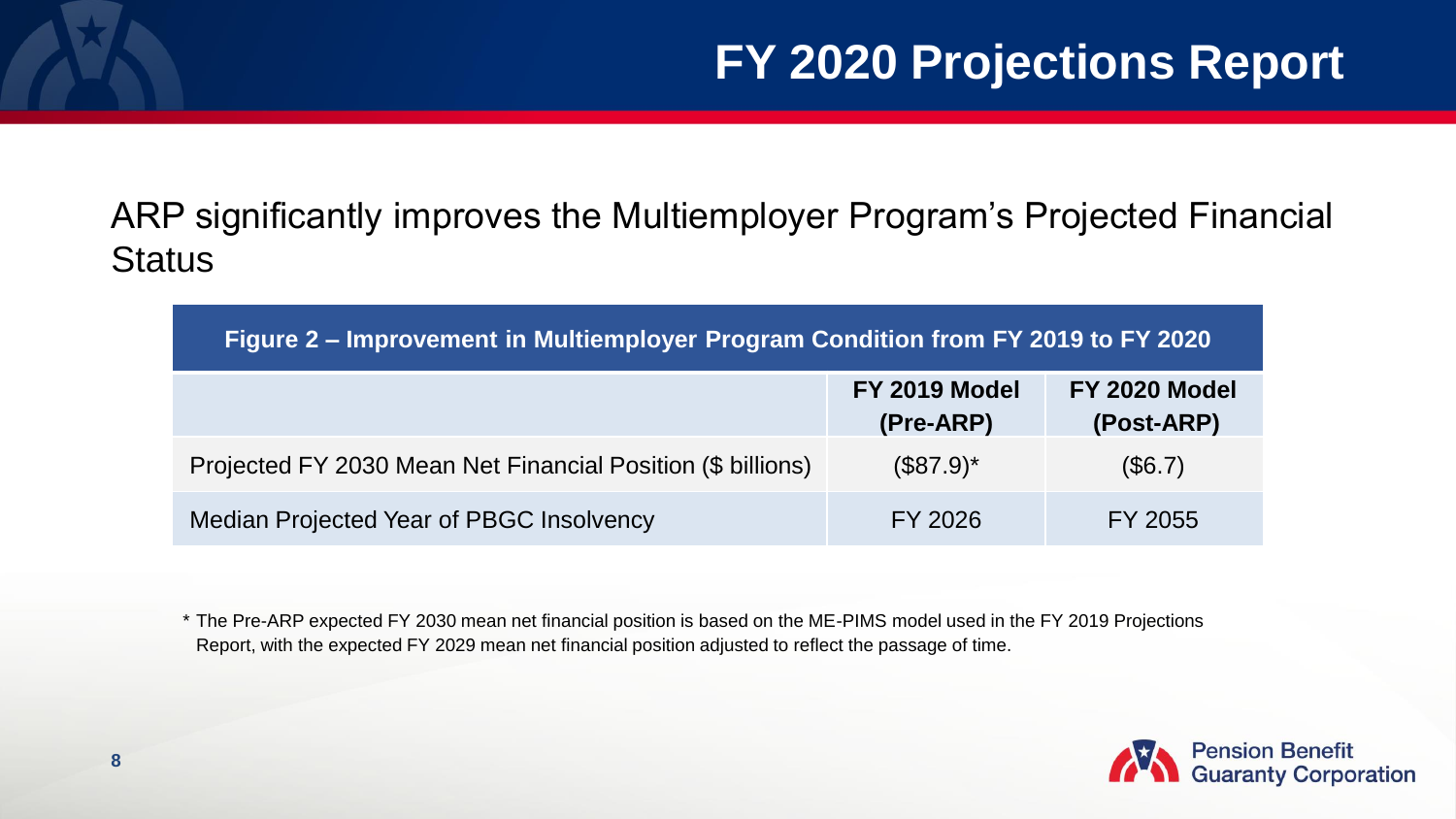# FY 2020 Projections Report

ARP significantly improves the Multiemployer Program's Projected Financial Status

| Figure 2 – Improvement in Multiemployer Program Condition from FY 2019 to FY 2020 | | |
|---|---|---|
| | **FY 2019 Model (Pre-ARP)** | **FY 2020 Model (Post-ARP)** |
| Projected FY 2030 Mean Net Financial Position ($ billions) | ($87.9)* | ($6.7) |
| Median Projected Year of PBGC Insolvency | FY 2026 | FY 2055 |

* The Pre-ARP expected FY 2030 mean net financial position is based on the ME-PIMS model used in the FY 2019 Projections Report, with the expected FY 2029 mean net financial position adjusted to reflect the passage of time.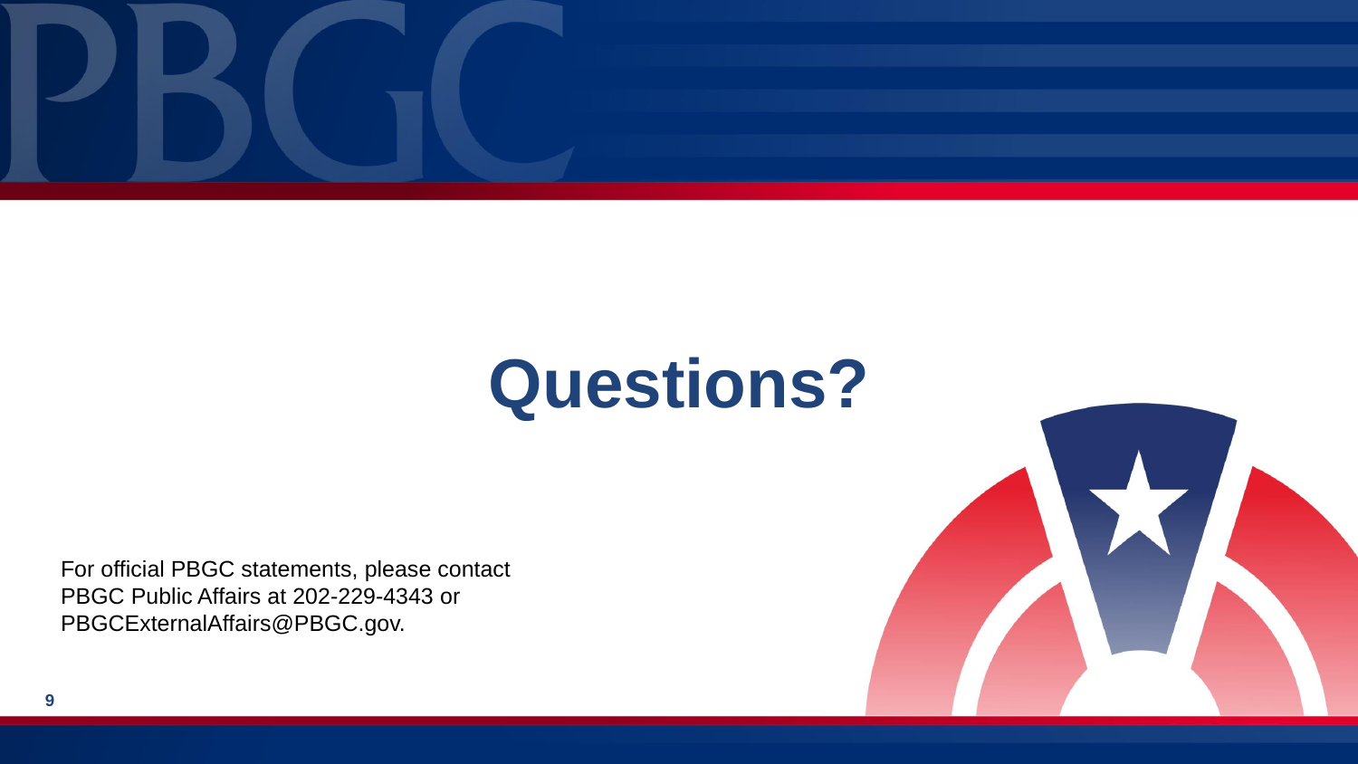# Questions?

For official PBGC statements, please contact PBGC Public Affairs at 202-229-4343 or PBGCExternalAffairs@PBGC.gov.